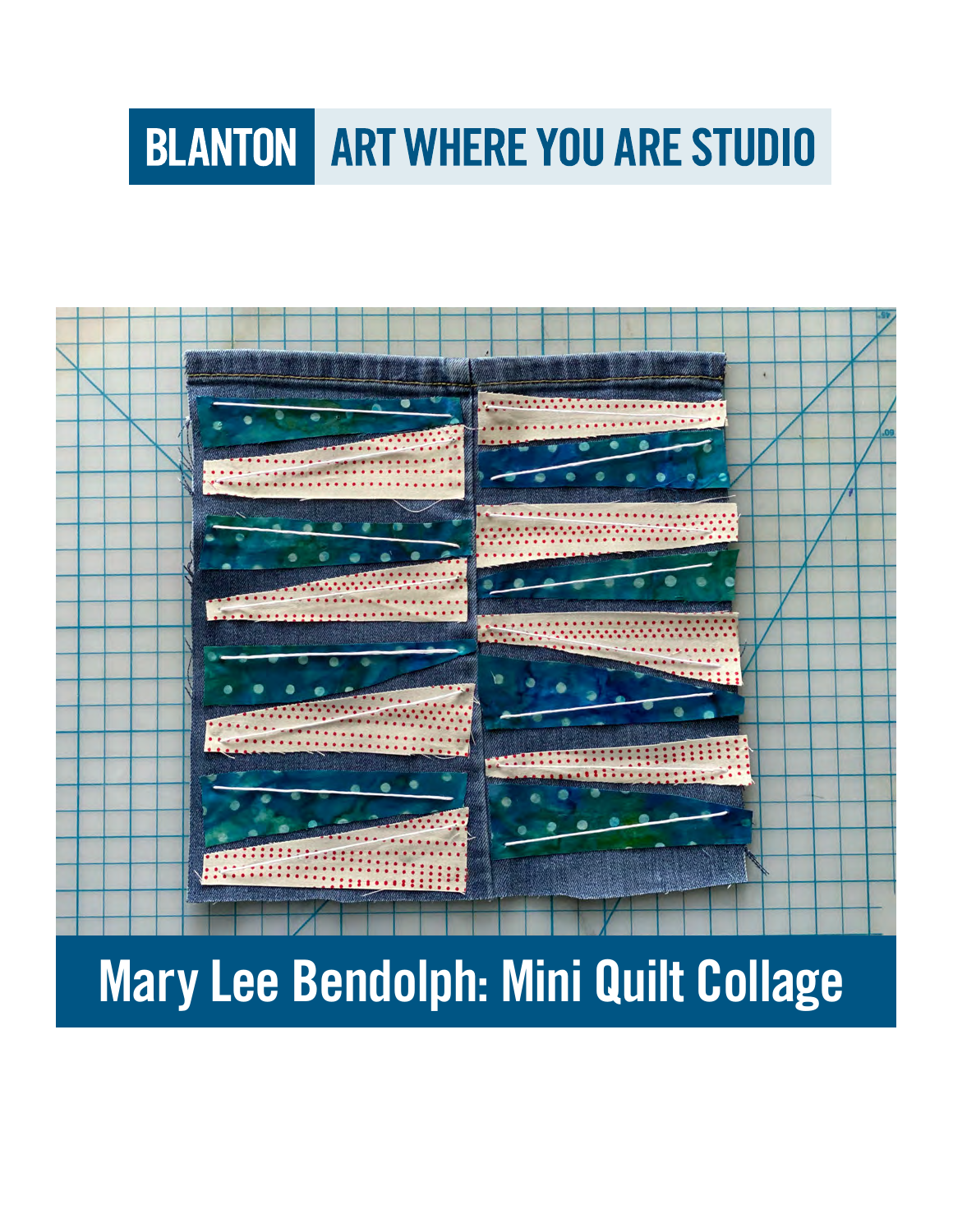BLANTON ART WHERE YOU ARE STUDIO

# Mary Lee Bendolph: Mini Quilt Collage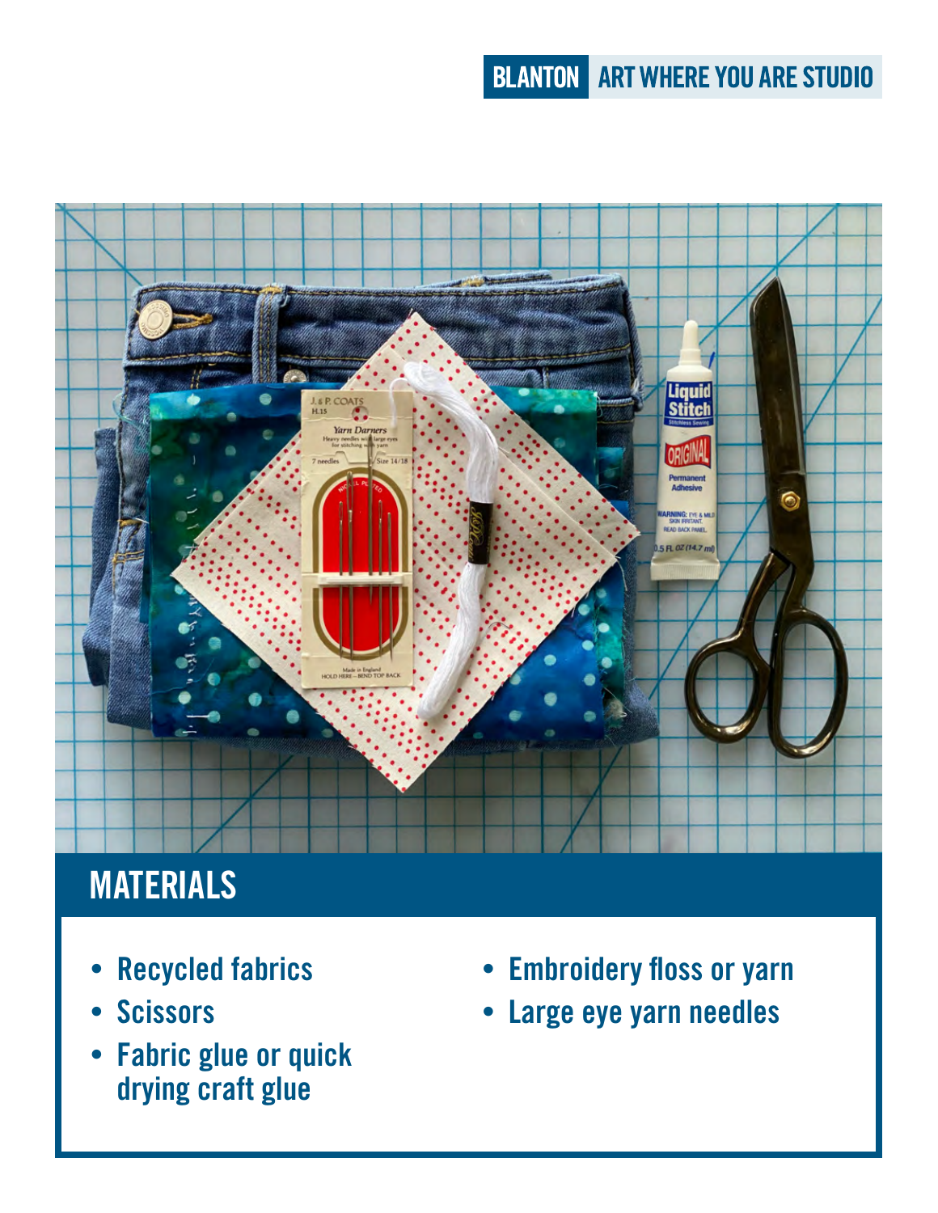## MATERIALS

- Recycled fabrics
- Scissors
- Fabric glue or quick drying craft glue
- Embroidery floss or yarn
- Large eye yarn needles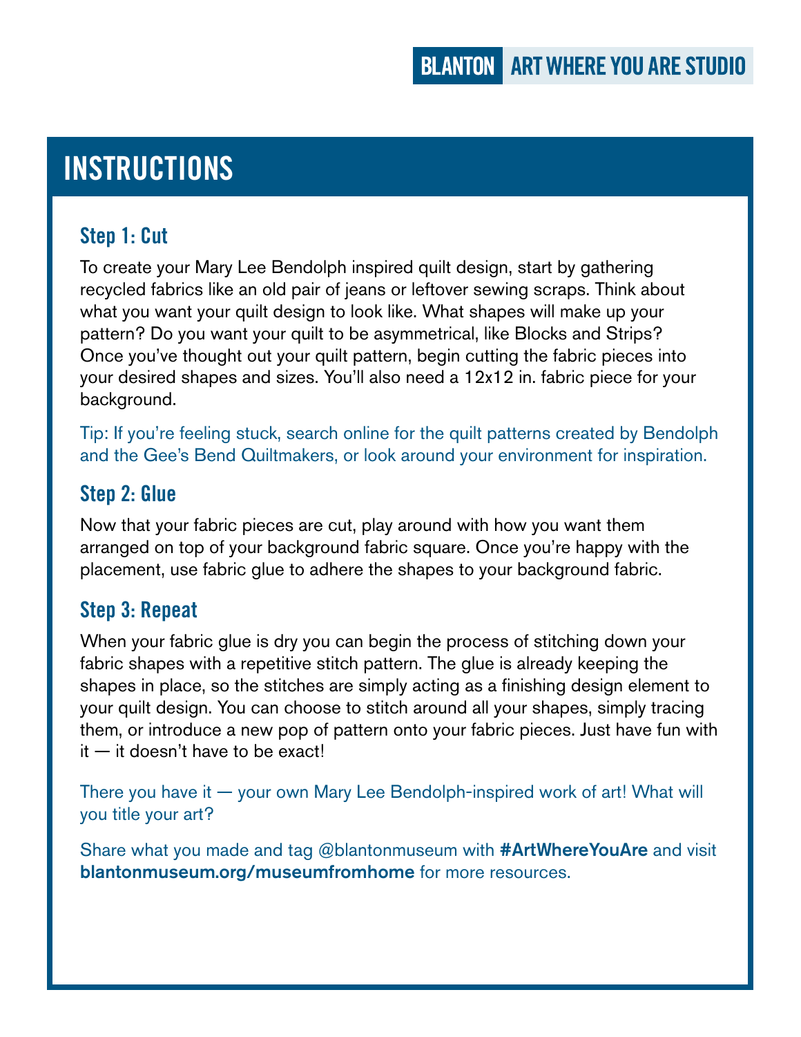# INSTRUCTIONS

## Step 1: Cut

To create your Mary Lee Bendolph inspired quilt design, start by gathering recycled fabrics like an old pair of jeans or leftover sewing scraps. Think about what you want your quilt design to look like. What shapes will make up your pattern? Do you want your quilt to be asymmetrical, like Blocks and Strips? Once you've thought out your quilt pattern, begin cutting the fabric pieces into your desired shapes and sizes. You'll also need a 12x12 in. fabric piece for your background.

Tip: If you're feeling stuck, search online for the quilt patterns created by Bendolph and the Gee's Bend Quiltmakers, or look around your environment for inspiration.

## Step 2: Glue

Now that your fabric pieces are cut, play around with how you want them arranged on top of your background fabric square. Once you're happy with the placement, use fabric glue to adhere the shapes to your background fabric.

## Step 3: Repeat

When your fabric glue is dry you can begin the process of stitching down your fabric shapes with a repetitive stitch pattern. The glue is already keeping the shapes in place, so the stitches are simply acting as a finishing design element to your quilt design. You can choose to stitch around all your shapes, simply tracing them, or introduce a new pop of pattern onto your fabric pieces. Just have fun with it — it doesn't have to be exact!

There you have it — your own Mary Lee Bendolph-inspired work of art! What will you title your art?

Share what you made and tag @blantonmuseum with **#ArtWhereYouAre** and visit **blantonmuseum.org/museumfromhome** for more resources.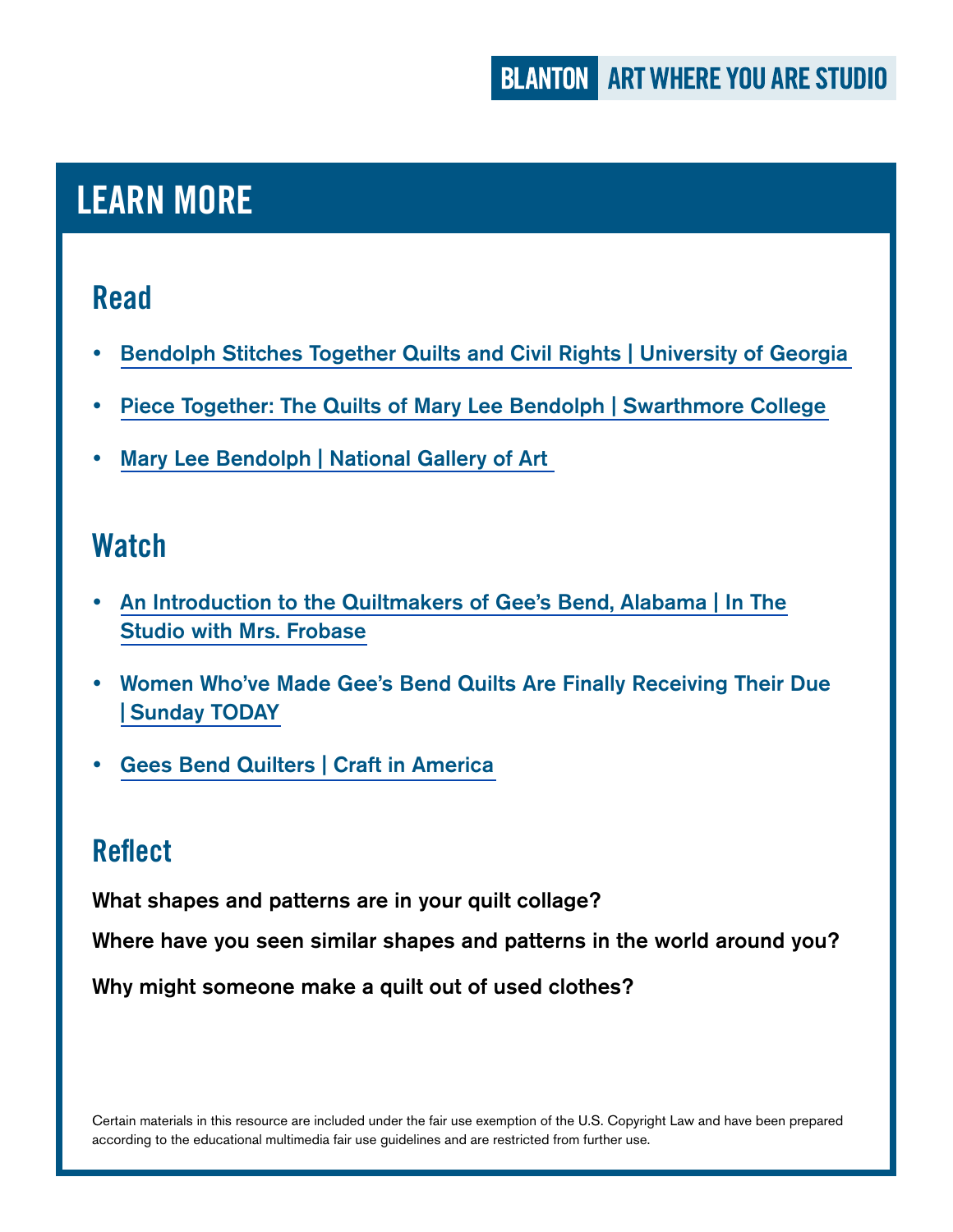BLANTON ART WHERE YOU ARE STUDIO

# LEARN MORE

## Read

- Bendolph Stitches Together Quilts and Civil Rights | University of Georgia
- Piece Together: The Quilts of Mary Lee Bendolph | Swarthmore College
- Mary Lee Bendolph | National Gallery of Art

## Watch

- An Introduction to the Quiltmakers of Gee's Bend, Alabama | In The Studio with Mrs. Frobase
- Women Who've Made Gee's Bend Quilts Are Finally Receiving Their Due | Sunday TODAY
- Gees Bend Quilters | Craft in America

## Reflect

What shapes and patterns are in your quilt collage?

Where have you seen similar shapes and patterns in the world around you?

Why might someone make a quilt out of used clothes?

Certain materials in this resource are included under the fair use exemption of the U.S. Copyright Law and have been prepared according to the educational multimedia fair use guidelines and are restricted from further use.